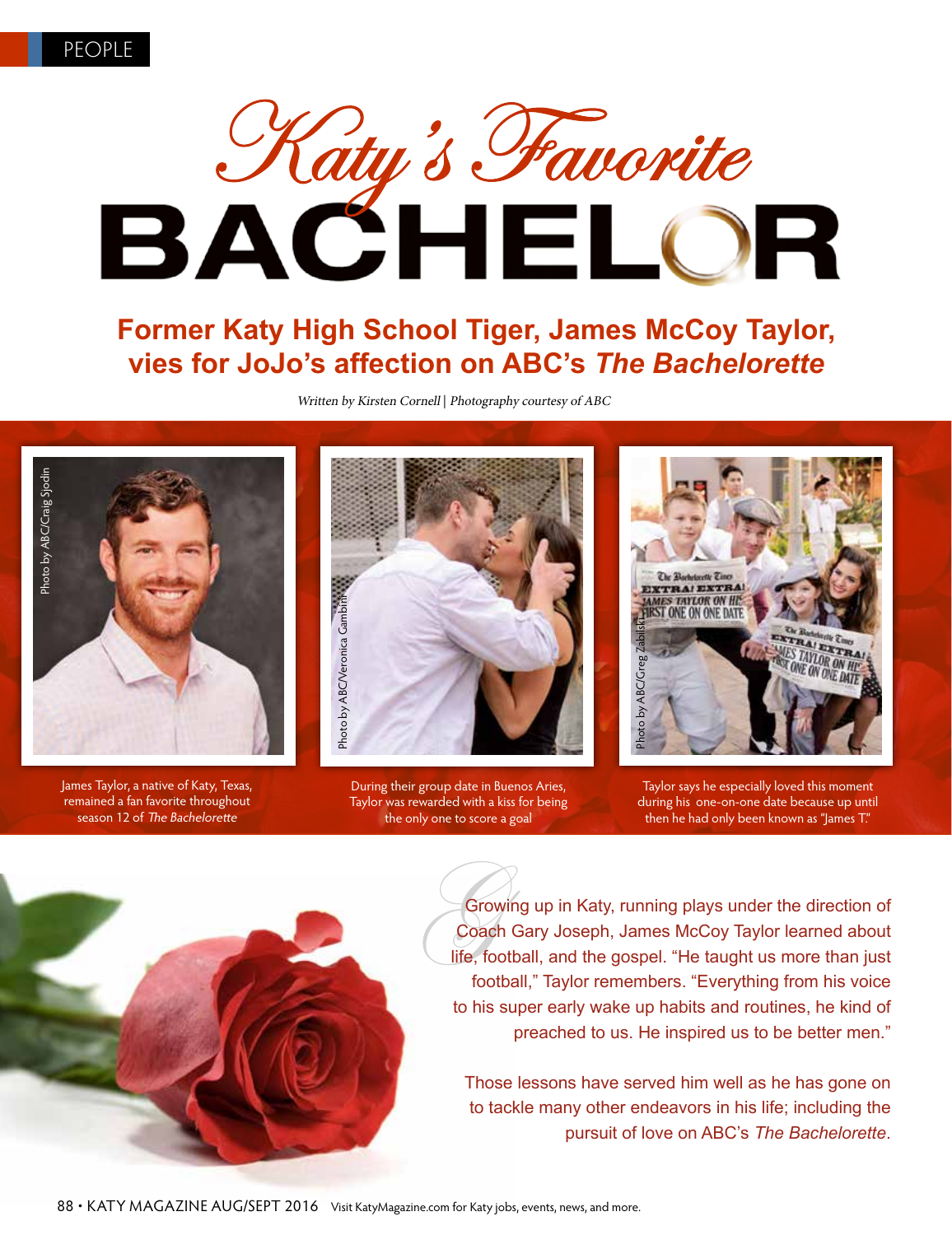# Katy's Favorite BACHELOR

## Former Katy High School Tiger, James McCoy Taylor, vies for JoJo's affection on ABC's *The Bachelorette*

*Written by Kirsten Cornell | Photography courtesy of ABC*

Photo by ABC/Craig Sjodin

James Taylor, a native of Katy, Texas, remained a fan favorite throughout season 12 of *The Bachelorette*

Photo by ABC/Veronica Gambini

During their group date in Buenos Aries, Taylor was rewarded with a kiss for being the only one to score a goal

Photo by ABC/Greg Zabilski

Taylor says he especially loved this moment during his one-on-one date because up until then he had only been known as "James T."

Growing up in Katy, running plays under the direction of Coach Gary Joseph, James McCoy Taylor learned about life, football, and the gospel. "He taught us more than just football," Taylor remembers. "Everything from his voice to his super early wake up habits and routines, he kind of preached to us. He inspired us to be better men."

Those lessons have served him well as he has gone on to tackle many other endeavors in his life; including the pursuit of love on ABC's *The Bachelorette*.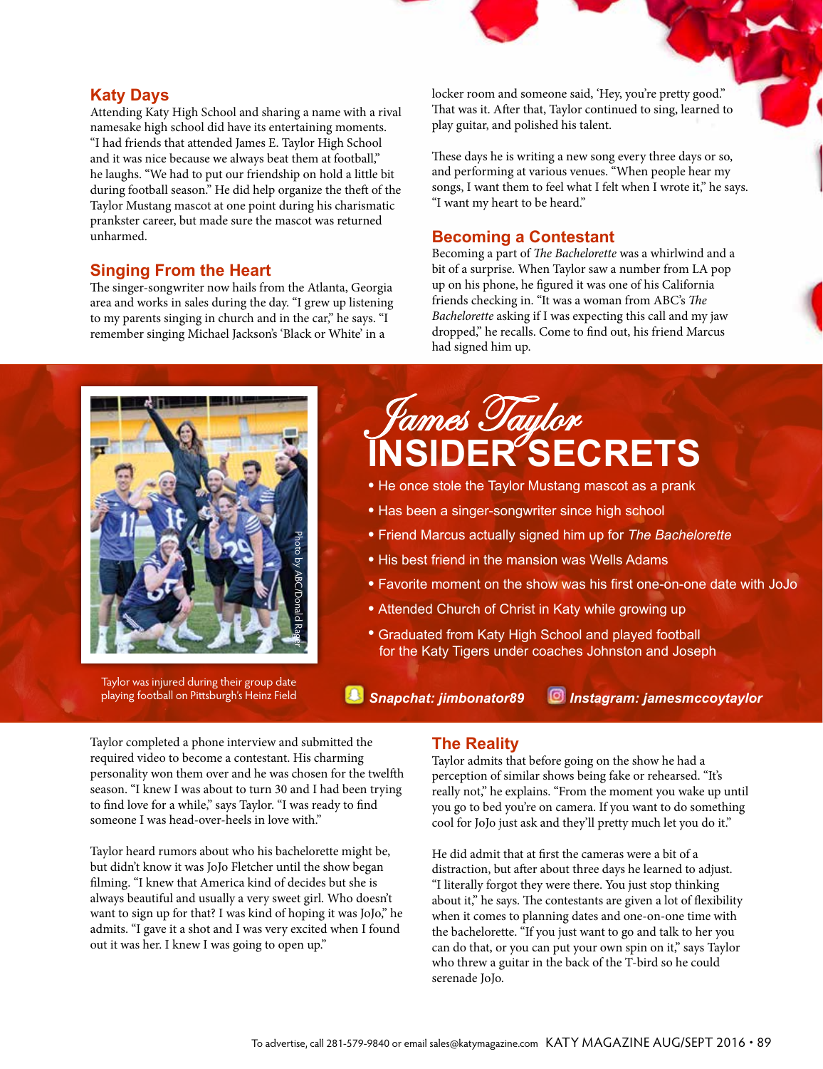## Katy Days

Attending Katy High School and sharing a name with a rival namesake high school did have its entertaining moments. "I had friends that attended James E. Taylor High School and it was nice because we always beat them at football," he laughs. "We had to put our friendship on hold a little bit during football season." He did help organize the theft of the Taylor Mustang mascot at one point during his charismatic prankster career, but made sure the mascot was returned unharmed.

## Singing From the Heart

The singer-songwriter now hails from the Atlanta, Georgia area and works in sales during the day. "I grew up listening to my parents singing in church and in the car," he says. "I remember singing Michael Jackson's 'Black or White' in a locker room and someone said, 'Hey, you're pretty good.' That was it. After that, Taylor continued to sing, learned to play guitar, and polished his talent.

These days he is writing a new song every three days or so, and performing at various venues. "When people hear my songs, I want them to feel what I felt when I wrote it," he says. "I want my heart to be heard."

## Becoming a Contestant

Becoming a part of *The Bachelorette* was a whirlwind and a bit of a surprise. When Taylor saw a number from LA pop up on his phone, he figured it was one of his California friends checking in. "It was a woman from ABC's *The Bachelorette* asking if I was expecting this call and my jaw dropped," he recalls. Come to find out, his friend Marcus had signed him up.

Photo by ABC/Donald Rager

Taylor was injured during their group date playing football on Pittsburgh's Heinz Field

## James Taylor INSIDER SECRETS

- He once stole the Taylor Mustang mascot as a prank
- Has been a singer-songwriter since high school
- Friend Marcus actually signed him up for *The Bachelorette*
- His best friend in the mansion was Wells Adams
- Favorite moment on the show was his first one-on-one date with JoJo
- Attended Church of Christ in Katy while growing up
- Graduated from Katy High School and played football for the Katy Tigers under coaches Johnston and Joseph

**Snapchat: jimbonator89** **Instagram: jamesmccoytaylor**

Taylor completed a phone interview and submitted the required video to become a contestant. His charming personality won them over and he was chosen for the twelfth season. "I knew I was about to turn 30 and I had been trying to find love for a while," says Taylor. "I was ready to find someone I was head-over-heels in love with."

Taylor heard rumors about who his bachelorette might be, but didn't know it was JoJo Fletcher until the show began filming. "I knew that America kind of decides but she is always beautiful and usually a very sweet girl. Who doesn't want to sign up for that? I was kind of hoping it was JoJo," he admits. "I gave it a shot and I was very excited when I found out it was her. I knew I was going to open up."

## The Reality

Taylor admits that before going on the show he had a perception of similar shows being fake or rehearsed. "It's really not," he explains. "From the moment you wake up until you go to bed you're on camera. If you want to do something cool for JoJo just ask and they'll pretty much let you do it."

He did admit that at first the cameras were a bit of a distraction, but after about three days he learned to adjust. "I literally forgot they were there. You just stop thinking about it," he says. The contestants are given a lot of flexibility when it comes to planning dates and one-on-one time with the bachelorette. "If you just want to go and talk to her you can do that, or you can put your own spin on it," says Taylor who threw a guitar in the back of the T-bird so he could serenade JoJo.

To advertise, call 281-579-9840 or email sales@katymagazine.com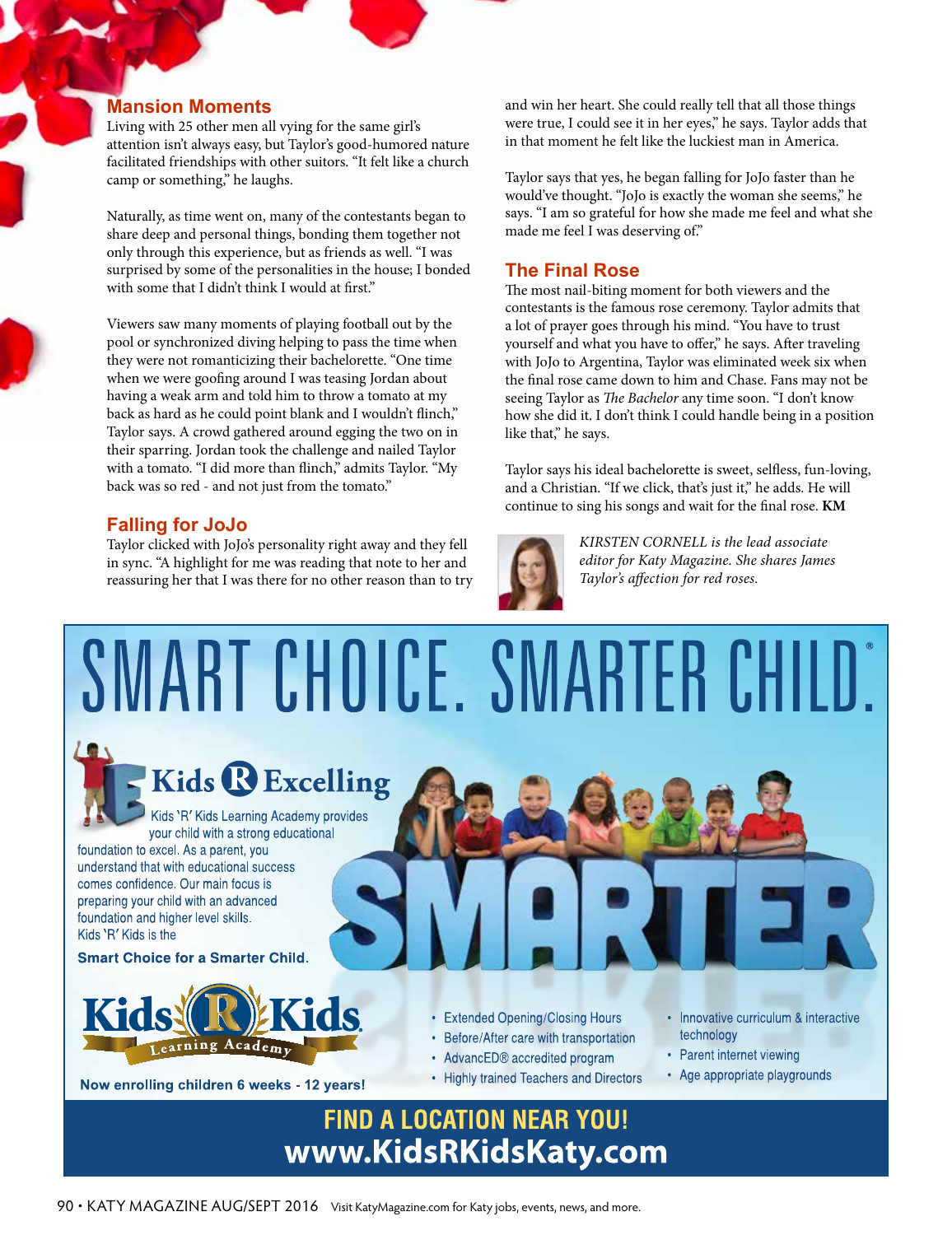## Mansion Moments

Living with 25 other men all vying for the same girl's attention isn't always easy, but Taylor's good-humored nature facilitated friendships with other suitors. "It felt like a church camp or something," he laughs.

Naturally, as time went on, many of the contestants began to share deep and personal things, bonding them together not only through this experience, but as friends as well. "I was surprised by some of the personalities in the house; I bonded with some that I didn't think I would at first."

Viewers saw many moments of playing football out by the pool or synchronized diving helping to pass the time when they were not romanticizing their bachelorette. "One time when we were goofing around I was teasing Jordan about having a weak arm and told him to throw a tomato at my back as hard as he could point blank and I wouldn't flinch," Taylor says. A crowd gathered around egging the two on in their sparring. Jordan took the challenge and nailed Taylor with a tomato. "I did more than flinch," admits Taylor. "My back was so red - and not just from the tomato."

## Falling for JoJo

Taylor clicked with JoJo's personality right away and they fell in sync. "A highlight for me was reading that note to her and reassuring her that I was there for no other reason than to try and win her heart. She could really tell that all those things were true, I could see it in her eyes," he says. Taylor adds that in that moment he felt like the luckiest man in America.

Taylor says that yes, he began falling for JoJo faster than he would've thought. "JoJo is exactly the woman she seems," he says. "I am so grateful for how she made me feel and what she made me feel I was deserving of."

## The Final Rose

The most nail-biting moment for both viewers and the contestants is the famous rose ceremony. Taylor admits that a lot of prayer goes through his mind. "You have to trust yourself and what you have to offer," he says. After traveling with JoJo to Argentina, Taylor was eliminated week six when the final rose came down to him and Chase. Fans may not be seeing Taylor as *The Bachelor* any time soon. "I don't know how she did it. I don't think I could handle being in a position like that," he says.

Taylor says his ideal bachelorette is sweet, selfless, fun-loving, and a Christian. "If we click, that's just it," he adds. He will continue to sing his songs and wait for the final rose. **KM**

*KIRSTEN CORNELL is the lead associate editor for Katy Magazine. She shares James Taylor's affection for red roses.*

# SMART CHOICE. SMARTER CHILD.®

## Kids R Excelling

Kids 'R' Kids Learning Academy provides your child with a strong educational foundation to excel. As a parent, you understand that with educational success comes confidence. Our main focus is preparing your child with an advanced foundation and higher level skills. Kids 'R' Kids is the

**Smart Choice for a Smarter Child.**

SMARTER

Kids R Kids Learning Academy

**Now enrolling children 6 weeks - 12 years!**

- Extended Opening/Closing Hours
- Before/After care with transportation
- AdvancED® accredited program
- Highly trained Teachers and Directors
- Innovative curriculum & interactive technology
- Parent internet viewing
- Age appropriate playgrounds

**FIND A LOCATION NEAR YOU!**
**www.KidsRKidsKaty.com**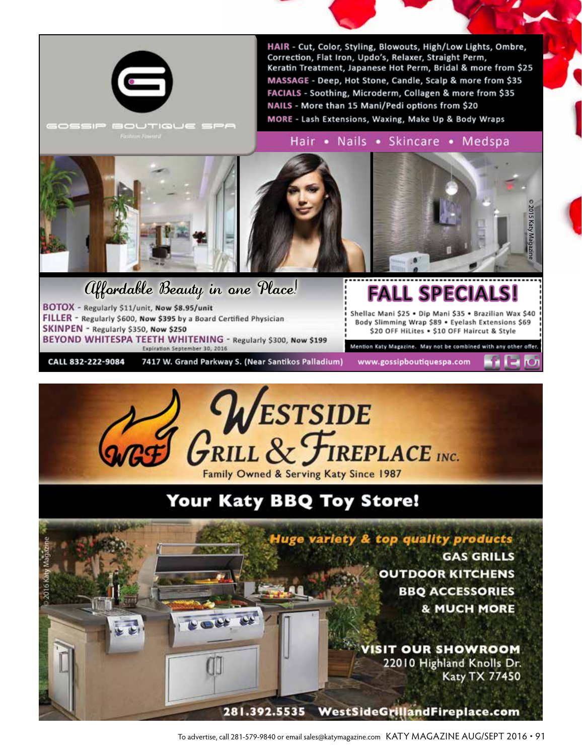# GOSSIP BOUTIQUE SPA

*Fashion Forward*

**HAIR** - Cut, Color, Styling, Blowouts, High/Low Lights, Ombre, Correction, Flat Iron, Updo's, Relaxer, Straight Perm, Keratin Treatment, Japanese Hot Perm, Bridal & more from $25

**MASSAGE** - Deep, Hot Stone, Candle, Scalp & more from $35

**FACIALS** - Soothing, Microderm, Collagen & more from $35

**NAILS** - More than 15 Mani/Pedi options from $20

**MORE** - Lash Extensions, Waxing, Make Up & Body Wraps

Hair • Nails • Skincare • Medspa

© 2015 Katy Magazine

## *Affordable Beauty in one Place!*

**BOTOX** - Regularly $11/unit, **Now** $8.95/unit

**FILLER** - Regularly $600, **Now** $395 by a Board Certified Physician

**SKINPEN** - Regularly $350, **Now** $250

**BEYOND WHITESPA TEETH WHITENING** - Regularly $300, **Now** $199

Expiration September 30, 2016

## FALL SPECIALS!

Shellac Mani $25 • Dip Mani $35 • Brazilian Wax $40
Body Slimming Wrap $89 • Eyelash Extensions $69
$20 OFF HiLites • $10 OFF Haircut & Style

Mention Katy Magazine. May not be combined with any other offer.

**CALL 832-222-9084** 7417 W. Grand Parkway S. (Near Santikos Palladium) www.gossipboutiquespa.com

# Westside Grill & Fireplace INC.

Family Owned & Serving Katy Since 1987

## Your Katy BBQ Toy Store!

© 2016 Katy Magazine

*Huge variety & top quality products*

**GAS GRILLS**
**OUTDOOR KITCHENS**
**BBQ ACCESSORIES**
**& MUCH MORE**

**VISIT OUR SHOWROOM**
22010 Highland Knolls Dr.
Katy TX 77450

**281.392.5535 WestSideGrillandFireplace.com**

To advertise, call 281-579-9840 or email sales@katymagazine.com